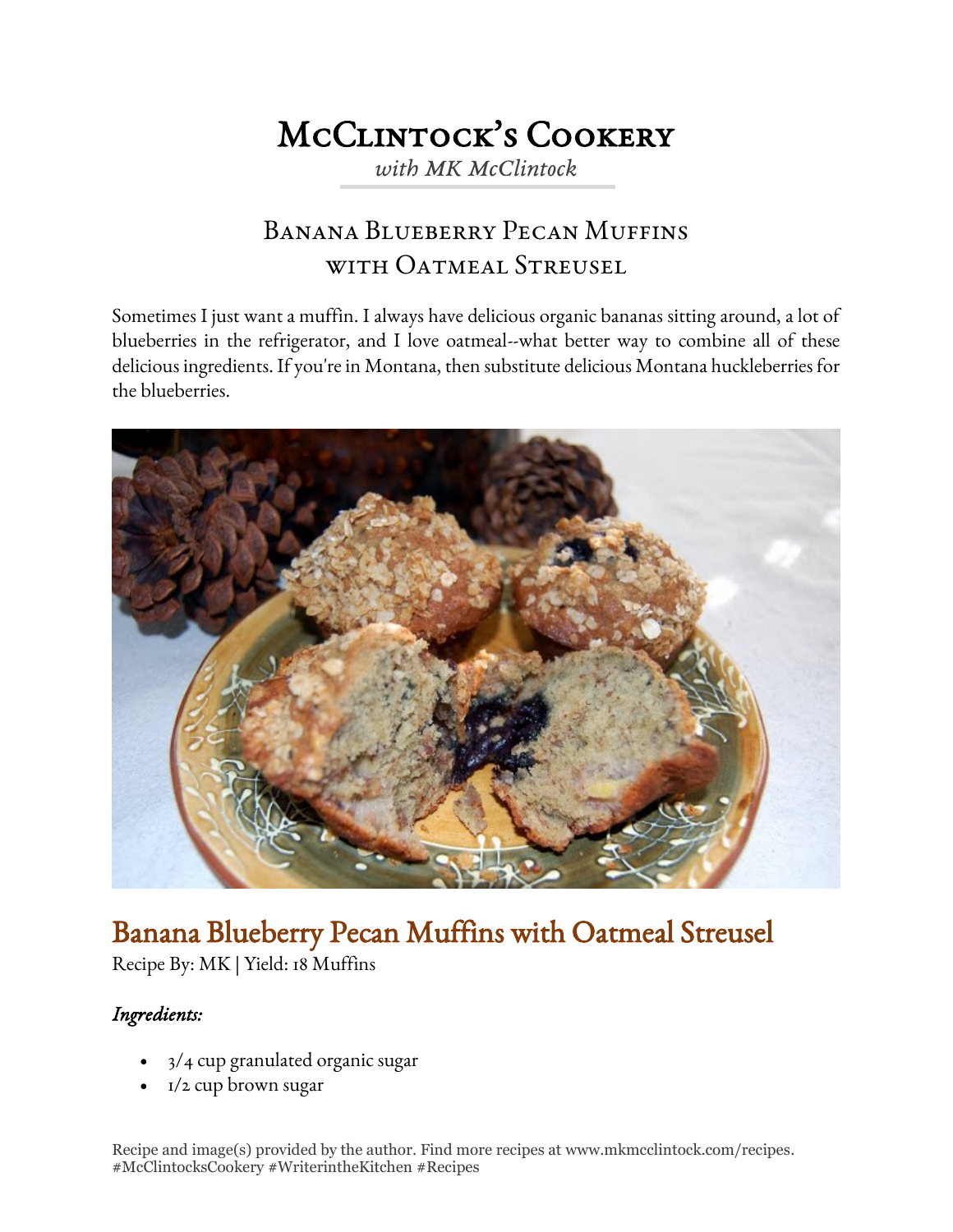# McClintock's Cookery

*with MK McClintock*

## Banana Blueberry Pecan Muffins with Oatmeal Streusel

Sometimes I just want a muffin. I always have delicious organic bananas sitting around, a lot of blueberries in the refrigerator, and I love oatmeal--what better way to combine all of these delicious ingredients. If you're in Montana, then substitute delicious Montana huckleberries for the blueberries.

## Banana Blueberry Pecan Muffins with Oatmeal Streusel

Recipe By: MK | Yield: 18 Muffins

### *Ingredients:*

- 3/4 cup granulated organic sugar
- 1/2 cup brown sugar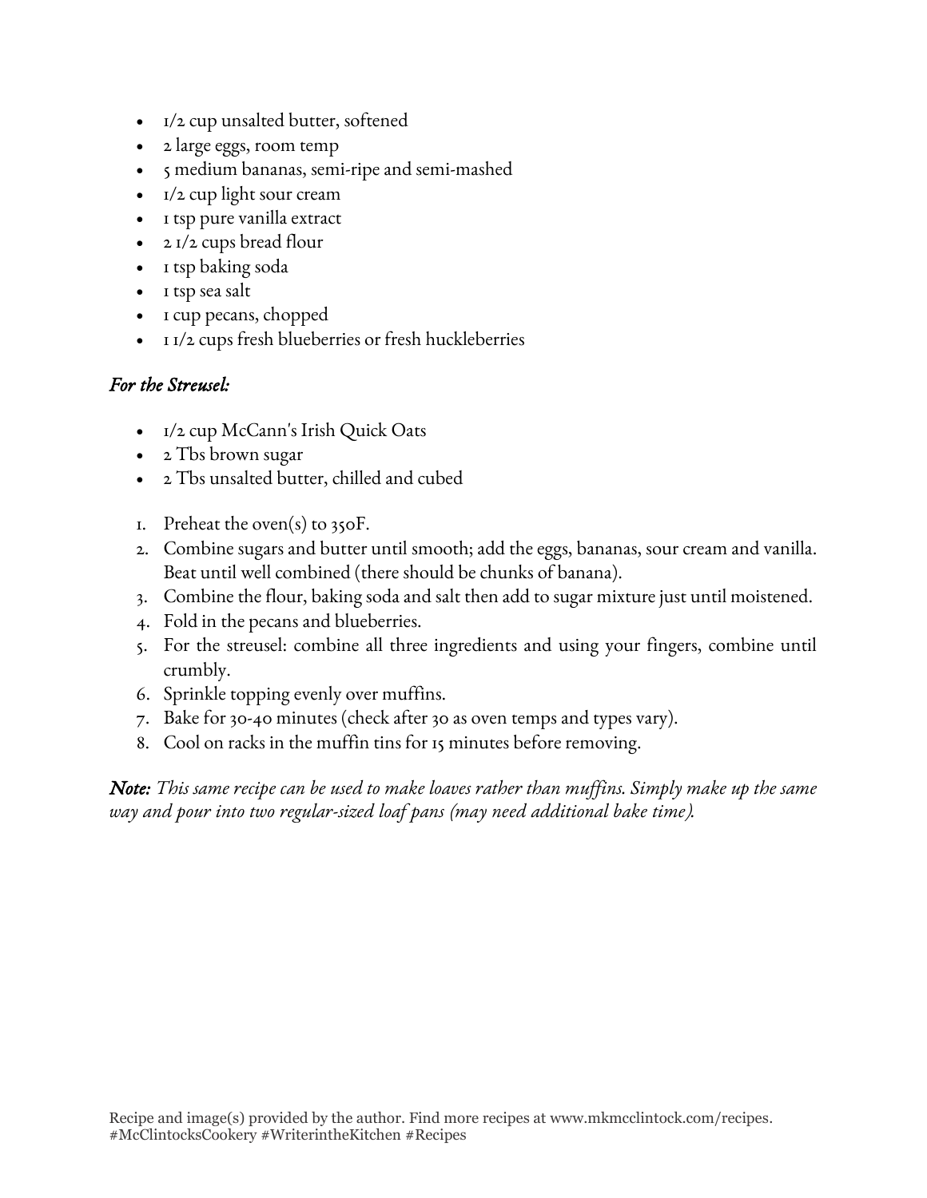- 1/2 cup unsalted butter, softened
- 2 large eggs, room temp
- 5 medium bananas, semi-ripe and semi-mashed
- 1/2 cup light sour cream
- 1 tsp pure vanilla extract
- 2 1/2 cups bread flour
- 1 tsp baking soda
- 1 tsp sea salt
- 1 cup pecans, chopped
- 1 1/2 cups fresh blueberries or fresh huckleberries

*For the Streusel:*

- 1/2 cup McCann's Irish Quick Oats
- 2 Tbs brown sugar
- 2 Tbs unsalted butter, chilled and cubed

1. Preheat the oven(s) to 350F.
2. Combine sugars and butter until smooth; add the eggs, bananas, sour cream and vanilla. Beat until well combined (there should be chunks of banana).
3. Combine the flour, baking soda and salt then add to sugar mixture just until moistened.
4. Fold in the pecans and blueberries.
5. For the streusel: combine all three ingredients and using your fingers, combine until crumbly.
6. Sprinkle topping evenly over muffins.
7. Bake for 30-40 minutes (check after 30 as oven temps and types vary).
8. Cool on racks in the muffin tins for 15 minutes before removing.

***Note:*** *This same recipe can be used to make loaves rather than muffins. Simply make up the same way and pour into two regular-sized loaf pans (may need additional bake time).*

Recipe and image(s) provided by the author. Find more recipes at www.mkmcclintock.com/recipes.
#McClintocksCookery #WriterintheKitchen #Recipes